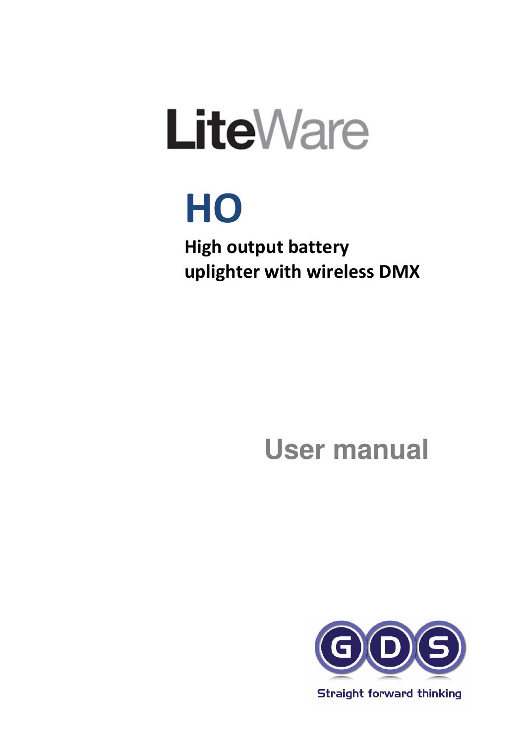# LiteWare

# HO

**High output battery uplighter with wireless DMX**

## User manual

GDS

Straight forward thinking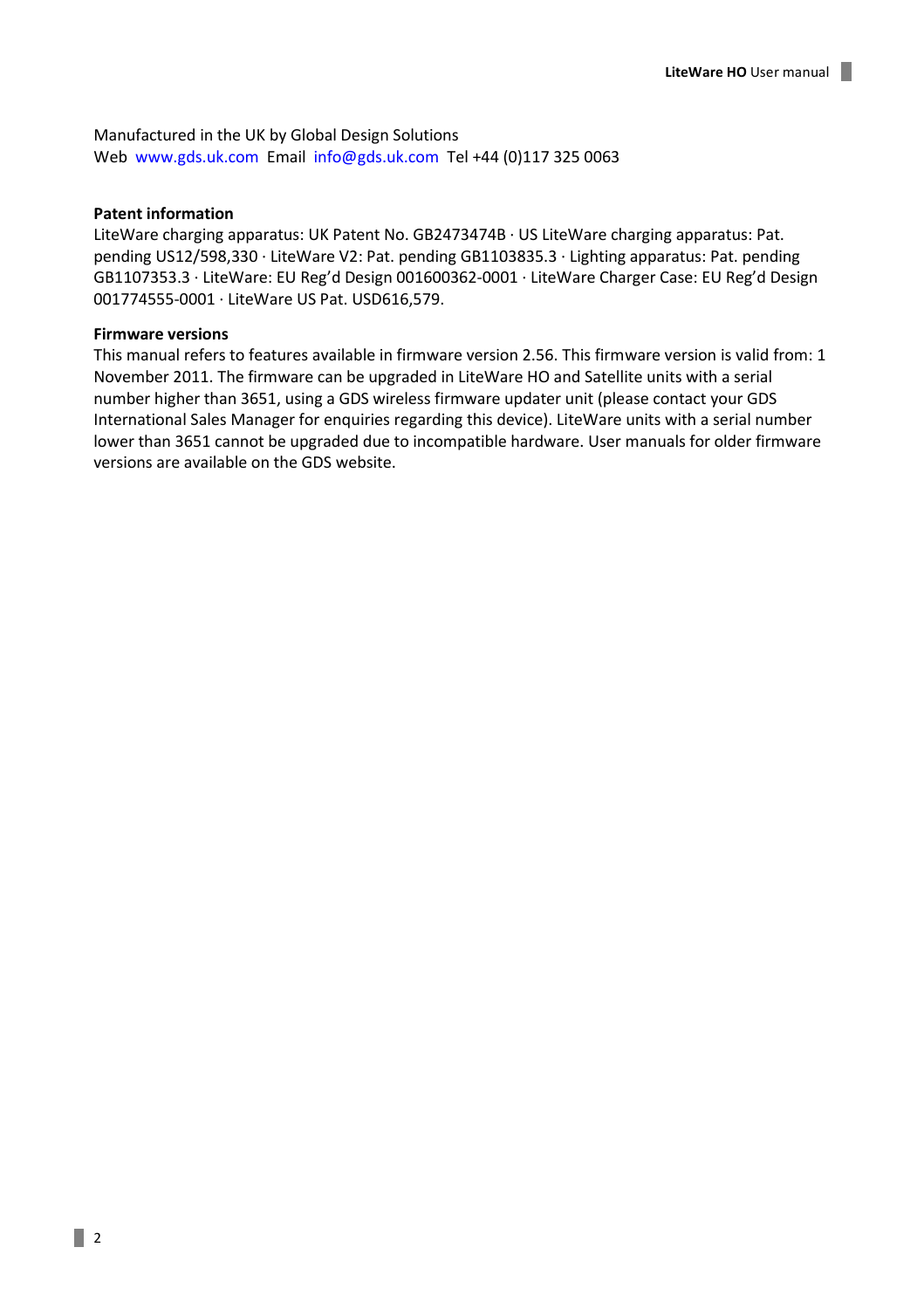Manufactured in the UK by Global Design Solutions
Web www.gds.uk.com Email info@gds.uk.com Tel +44 (0)117 325 0063

**Patent information**

LiteWare charging apparatus: UK Patent No. GB2473474B · US LiteWare charging apparatus: Pat. pending US12/598,330 · LiteWare V2: Pat. pending GB1103835.3 · Lighting apparatus: Pat. pending GB1107353.3 · LiteWare: EU Reg'd Design 001600362-0001 · LiteWare Charger Case: EU Reg'd Design 001774555-0001 · LiteWare US Pat. USD616,579.

**Firmware versions**

This manual refers to features available in firmware version 2.56. This firmware version is valid from: 1 November 2011. The firmware can be upgraded in LiteWare HO and Satellite units with a serial number higher than 3651, using a GDS wireless firmware updater unit (please contact your GDS International Sales Manager for enquiries regarding this device). LiteWare units with a serial number lower than 3651 cannot be upgraded due to incompatible hardware. User manuals for older firmware versions are available on the GDS website.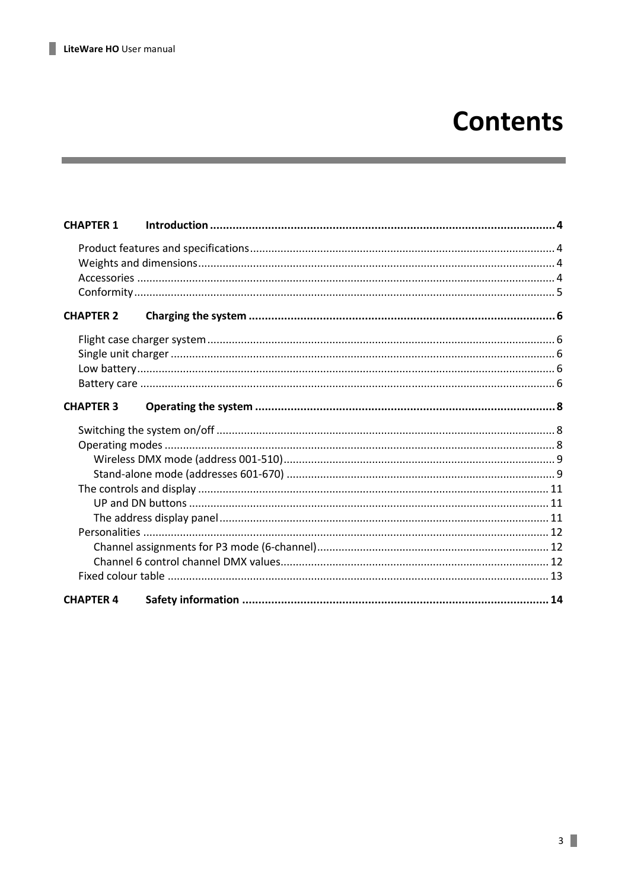# Contents

**CHAPTER 1 Introduction .......... 4**

- Product features and specifications .......... 4
- Weights and dimensions .......... 4
- Accessories .......... 4
- Conformity .......... 5

**CHAPTER 2 Charging the system .......... 6**

- Flight case charger system .......... 6
- Single unit charger .......... 6
- Low battery .......... 6
- Battery care .......... 6

**CHAPTER 3 Operating the system .......... 8**

- Switching the system on/off .......... 8
- Operating modes .......... 8
  - Wireless DMX mode (address 001-510) .......... 9
  - Stand-alone mode (addresses 601-670) .......... 9
- The controls and display .......... 11
  - UP and DN buttons .......... 11
  - The address display panel .......... 11
- Personalities .......... 12
  - Channel assignments for P3 mode (6-channel) .......... 12
  - Channel 6 control channel DMX values .......... 12
- Fixed colour table .......... 13

**CHAPTER 4 Safety information .......... 14**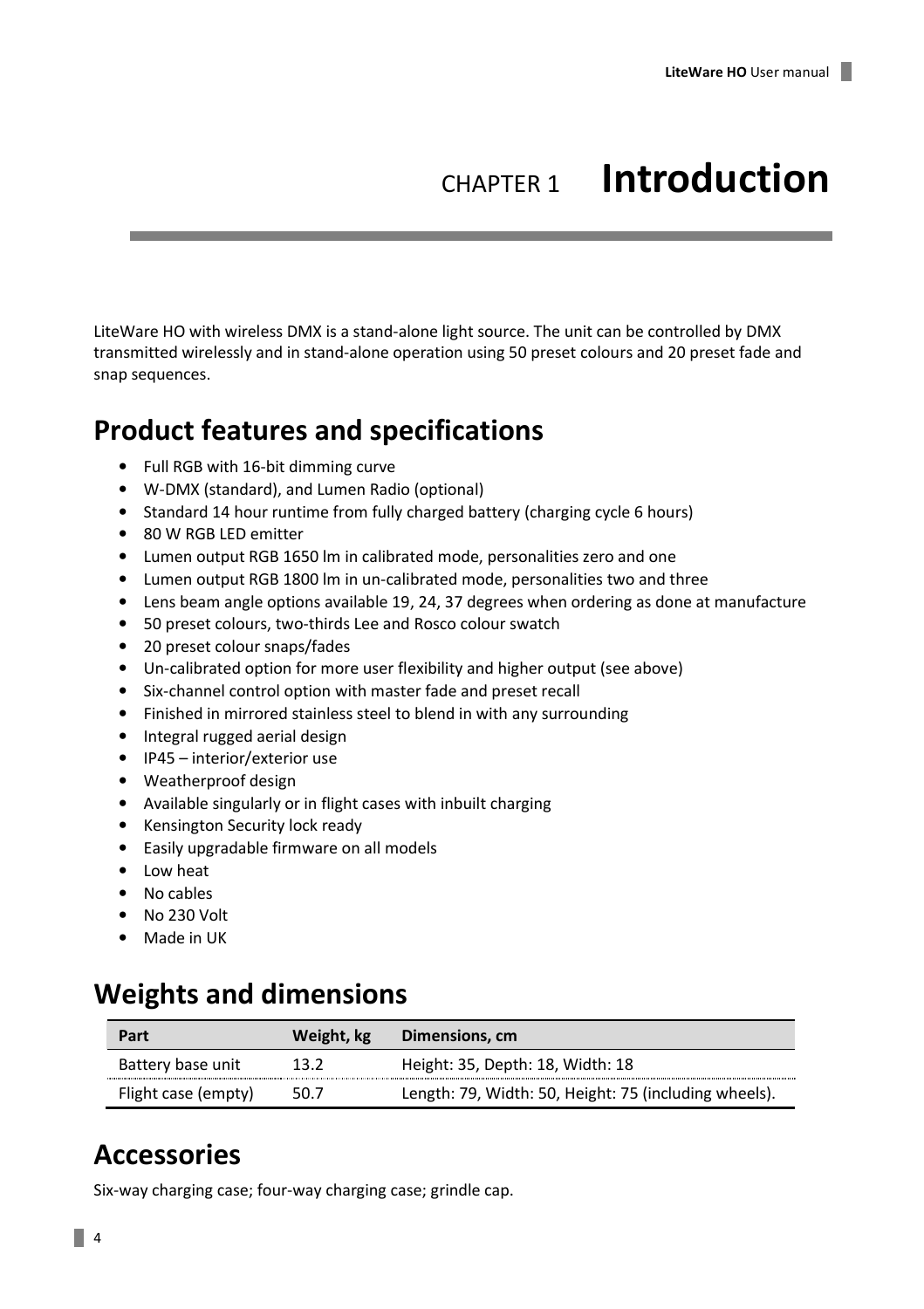# CHAPTER 1 Introduction

LiteWare HO with wireless DMX is a stand-alone light source. The unit can be controlled by DMX transmitted wirelessly and in stand-alone operation using 50 preset colours and 20 preset fade and snap sequences.

## Product features and specifications

- Full RGB with 16-bit dimming curve
- W-DMX (standard), and Lumen Radio (optional)
- Standard 14 hour runtime from fully charged battery (charging cycle 6 hours)
- 80 W RGB LED emitter
- Lumen output RGB 1650 lm in calibrated mode, personalities zero and one
- Lumen output RGB 1800 lm in un-calibrated mode, personalities two and three
- Lens beam angle options available 19, 24, 37 degrees when ordering as done at manufacture
- 50 preset colours, two-thirds Lee and Rosco colour swatch
- 20 preset colour snaps/fades
- Un-calibrated option for more user flexibility and higher output (see above)
- Six-channel control option with master fade and preset recall
- Finished in mirrored stainless steel to blend in with any surrounding
- Integral rugged aerial design
- IP45 – interior/exterior use
- Weatherproof design
- Available singularly or in flight cases with inbuilt charging
- Kensington Security lock ready
- Easily upgradable firmware on all models
- Low heat
- No cables
- No 230 Volt
- Made in UK

## Weights and dimensions

| Part | Weight, kg | Dimensions, cm |
|---|---|---|
| Battery base unit | 13.2 | Height: 35, Depth: 18, Width: 18 |
| Flight case (empty) | 50.7 | Length: 79, Width: 50, Height: 75 (including wheels). |

## Accessories

Six-way charging case; four-way charging case; grindle cap.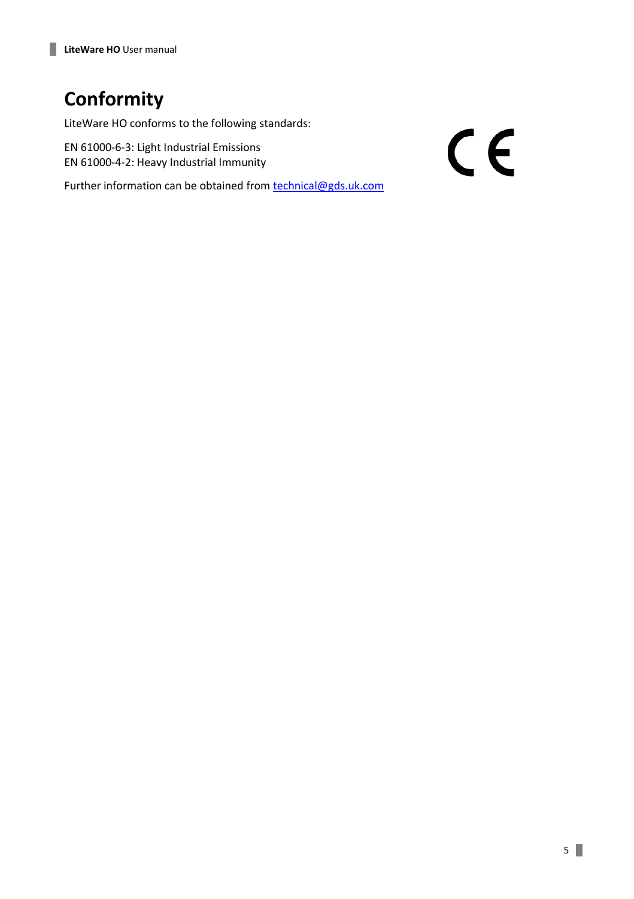# Conformity

LiteWare HO conforms to the following standards:

EN 61000-6-3: Light Industrial Emissions
EN 61000-4-2: Heavy Industrial Immunity

Further information can be obtained from technical@gds.uk.com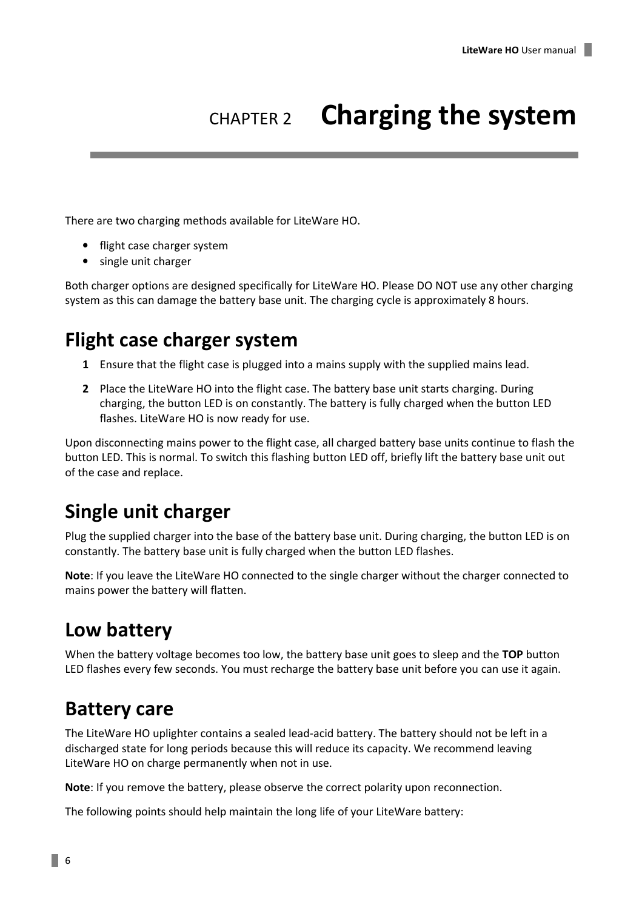# CHAPTER 2 Charging the system

There are two charging methods available for LiteWare HO.

- flight case charger system
- single unit charger

Both charger options are designed specifically for LiteWare HO. Please DO NOT use any other charging system as this can damage the battery base unit. The charging cycle is approximately 8 hours.

## Flight case charger system

1. Ensure that the flight case is plugged into a mains supply with the supplied mains lead.
2. Place the LiteWare HO into the flight case. The battery base unit starts charging. During charging, the button LED is on constantly. The battery is fully charged when the button LED flashes. LiteWare HO is now ready for use.

Upon disconnecting mains power to the flight case, all charged battery base units continue to flash the button LED. This is normal. To switch this flashing button LED off, briefly lift the battery base unit out of the case and replace.

## Single unit charger

Plug the supplied charger into the base of the battery base unit. During charging, the button LED is on constantly. The battery base unit is fully charged when the button LED flashes.

**Note**: If you leave the LiteWare HO connected to the single charger without the charger connected to mains power the battery will flatten.

## Low battery

When the battery voltage becomes too low, the battery base unit goes to sleep and the **TOP** button LED flashes every few seconds. You must recharge the battery base unit before you can use it again.

## Battery care

The LiteWare HO uplighter contains a sealed lead-acid battery. The battery should not be left in a discharged state for long periods because this will reduce its capacity. We recommend leaving LiteWare HO on charge permanently when not in use.

**Note**: If you remove the battery, please observe the correct polarity upon reconnection.

The following points should help maintain the long life of your LiteWare battery: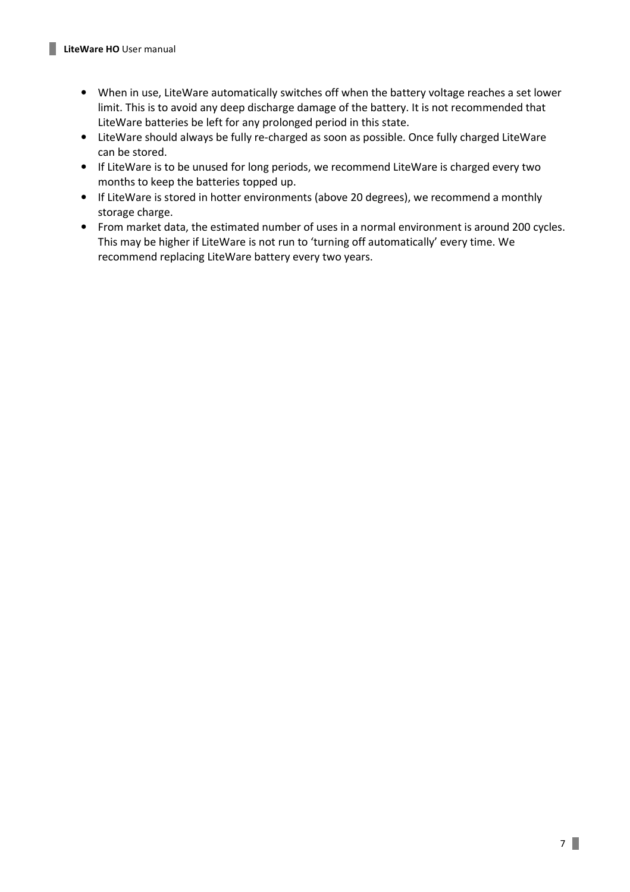- When in use, LiteWare automatically switches off when the battery voltage reaches a set lower limit. This is to avoid any deep discharge damage of the battery. It is not recommended that LiteWare batteries be left for any prolonged period in this state.
- LiteWare should always be fully re-charged as soon as possible. Once fully charged LiteWare can be stored.
- If LiteWare is to be unused for long periods, we recommend LiteWare is charged every two months to keep the batteries topped up.
- If LiteWare is stored in hotter environments (above 20 degrees), we recommend a monthly storage charge.
- From market data, the estimated number of uses in a normal environment is around 200 cycles. This may be higher if LiteWare is not run to 'turning off automatically' every time. We recommend replacing LiteWare battery every two years.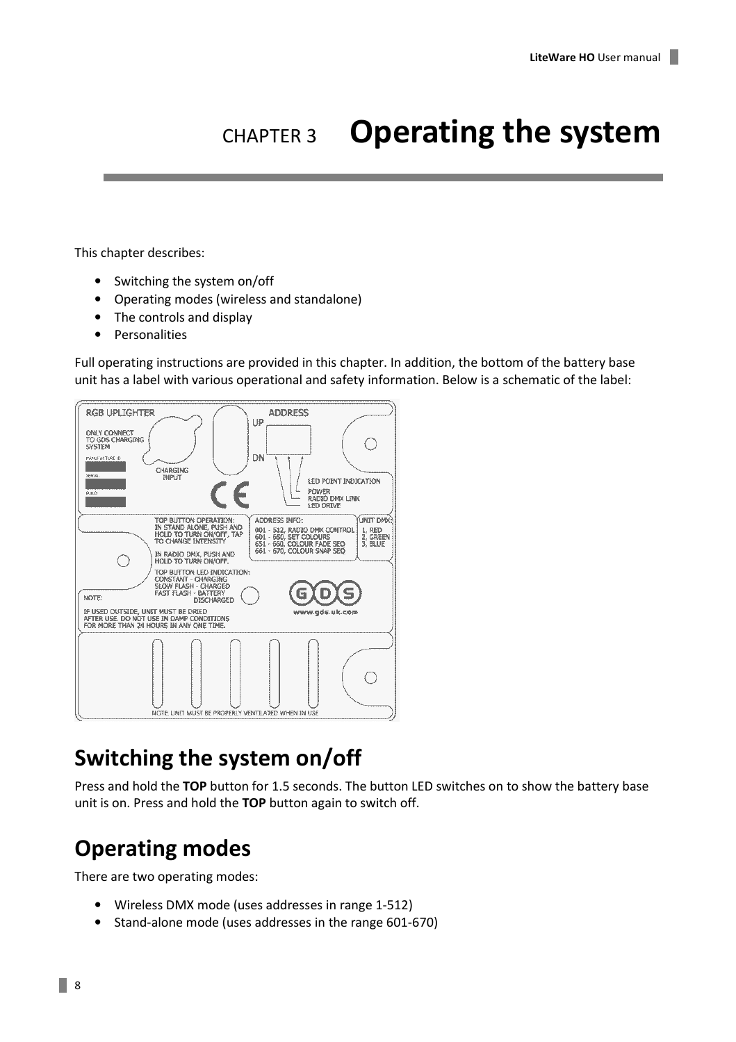# CHAPTER 3 Operating the system

This chapter describes:

- Switching the system on/off
- Operating modes (wireless and standalone)
- The controls and display
- Personalities

Full operating instructions are provided in this chapter. In addition, the bottom of the battery base unit has a label with various operational and safety information. Below is a schematic of the label:

## Switching the system on/off

Press and hold the **TOP** button for 1.5 seconds. The button LED switches on to show the battery base unit is on. Press and hold the **TOP** button again to switch off.

## Operating modes

There are two operating modes:

- Wireless DMX mode (uses addresses in range 1-512)
- Stand-alone mode (uses addresses in the range 601-670)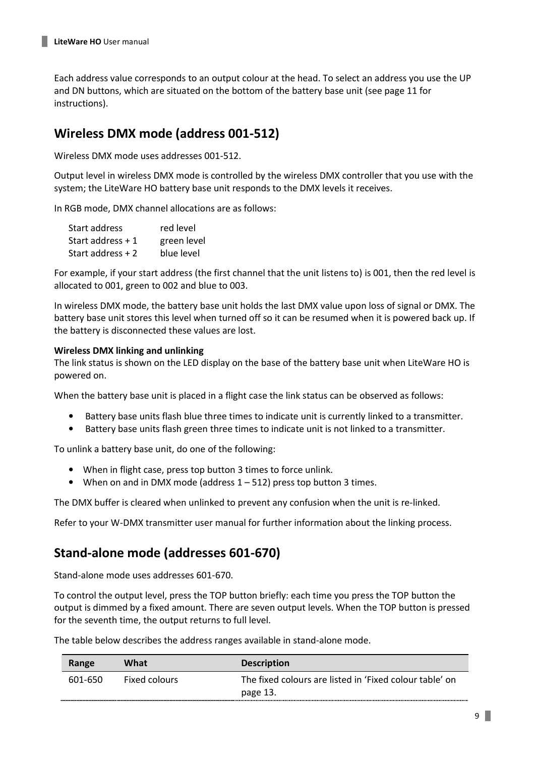Each address value corresponds to an output colour at the head. To select an address you use the UP and DN buttons, which are situated on the bottom of the battery base unit (see page 11 for instructions).

## Wireless DMX mode (address 001-512)

Wireless DMX mode uses addresses 001-512.

Output level in wireless DMX mode is controlled by the wireless DMX controller that you use with the system; the LiteWare HO battery base unit responds to the DMX levels it receives.

In RGB mode, DMX channel allocations are as follows:

| | |
|---|---|
| Start address | red level |
| Start address + 1 | green level |
| Start address + 2 | blue level |

For example, if your start address (the first channel that the unit listens to) is 001, then the red level is allocated to 001, green to 002 and blue to 003.

In wireless DMX mode, the battery base unit holds the last DMX value upon loss of signal or DMX. The battery base unit stores this level when turned off so it can be resumed when it is powered back up. If the battery is disconnected these values are lost.

**Wireless DMX linking and unlinking**
The link status is shown on the LED display on the base of the battery base unit when LiteWare HO is powered on.

When the battery base unit is placed in a flight case the link status can be observed as follows:

- Battery base units flash blue three times to indicate unit is currently linked to a transmitter.
- Battery base units flash green three times to indicate unit is not linked to a transmitter.

To unlink a battery base unit, do one of the following:

- When in flight case, press top button 3 times to force unlink.
- When on and in DMX mode (address 1 – 512) press top button 3 times.

The DMX buffer is cleared when unlinked to prevent any confusion when the unit is re-linked.

Refer to your W-DMX transmitter user manual for further information about the linking process.

## Stand-alone mode (addresses 601-670)

Stand-alone mode uses addresses 601-670.

To control the output level, press the TOP button briefly: each time you press the TOP button the output is dimmed by a fixed amount. There are seven output levels. When the TOP button is pressed for the seventh time, the output returns to full level.

The table below describes the address ranges available in stand-alone mode.

| Range | What | Description |
|---|---|---|
| 601-650 | Fixed colours | The fixed colours are listed in 'Fixed colour table' on page 13. |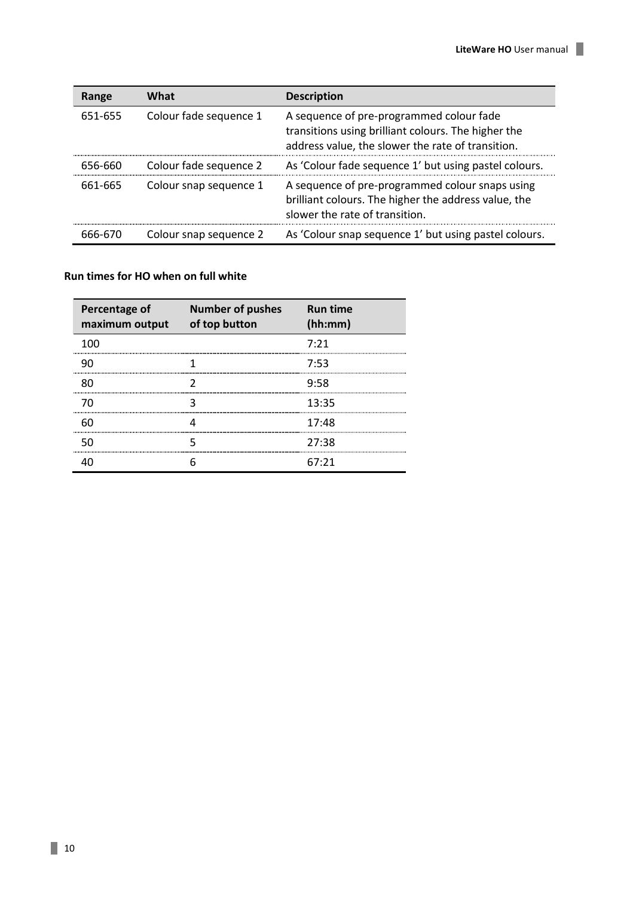| Range | What | Description |
|---|---|---|
| 651-655 | Colour fade sequence 1 | A sequence of pre-programmed colour fade transitions using brilliant colours. The higher the address value, the slower the rate of transition. |
| 656-660 | Colour fade sequence 2 | As 'Colour fade sequence 1' but using pastel colours. |
| 661-665 | Colour snap sequence 1 | A sequence of pre-programmed colour snaps using brilliant colours. The higher the address value, the slower the rate of transition. |
| 666-670 | Colour snap sequence 2 | As 'Colour snap sequence 1' but using pastel colours. |

**Run times for HO when on full white**

| Percentage of maximum output | Number of pushes of top button | Run time (hh:mm) |
|---|---|---|
| 100 | | 7:21 |
| 90 | 1 | 7:53 |
| 80 | 2 | 9:58 |
| 70 | 3 | 13:35 |
| 60 | 4 | 17:48 |
| 50 | 5 | 27:38 |
| 40 | 6 | 67:21 |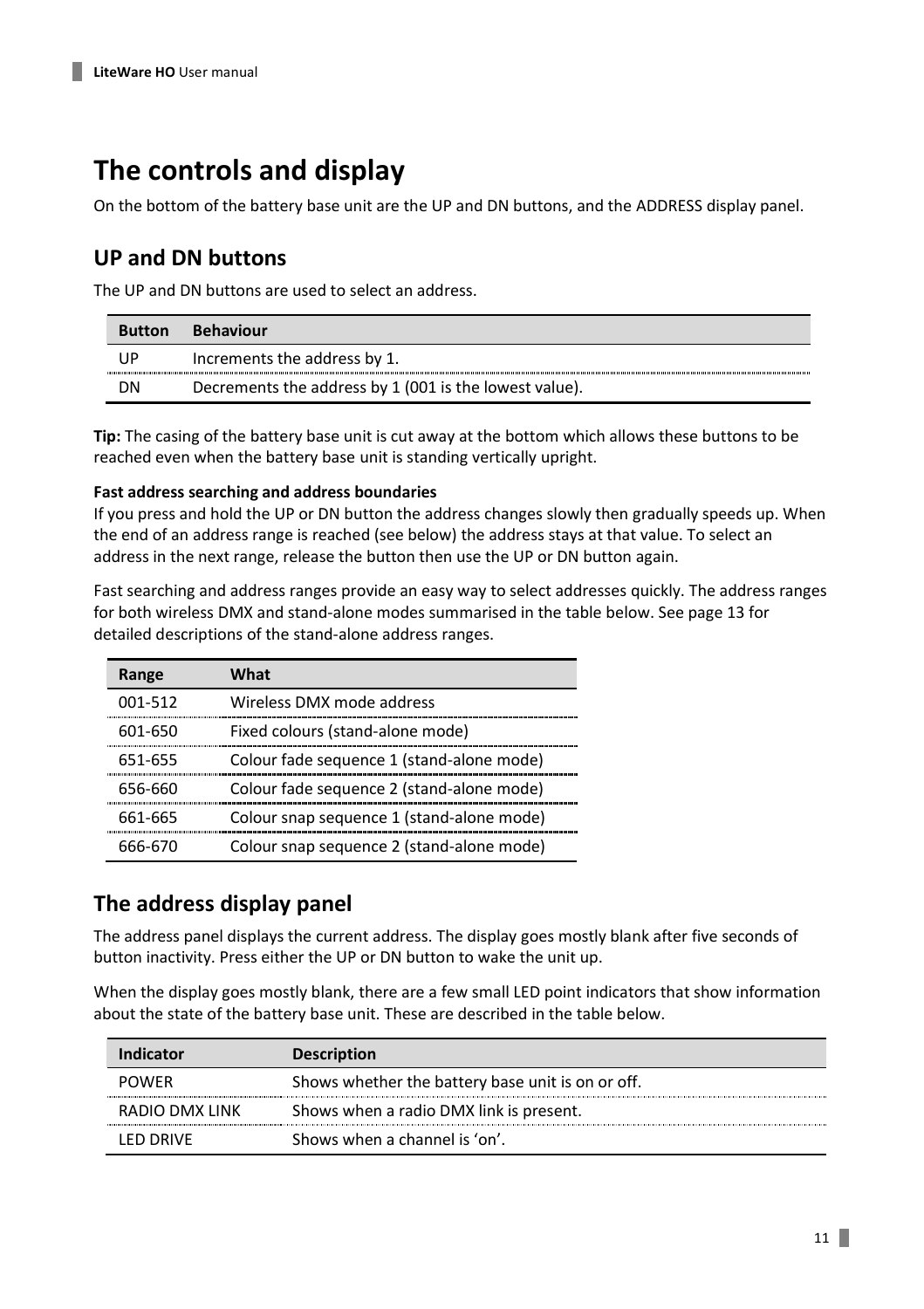# The controls and display

On the bottom of the battery base unit are the UP and DN buttons, and the ADDRESS display panel.

## UP and DN buttons

The UP and DN buttons are used to select an address.

| Button | Behaviour |
|---|---|
| UP | Increments the address by 1. |
| DN | Decrements the address by 1 (001 is the lowest value). |

**Tip:** The casing of the battery base unit is cut away at the bottom which allows these buttons to be reached even when the battery base unit is standing vertically upright.

**Fast address searching and address boundaries**
If you press and hold the UP or DN button the address changes slowly then gradually speeds up. When the end of an address range is reached (see below) the address stays at that value. To select an address in the next range, release the button then use the UP or DN button again.

Fast searching and address ranges provide an easy way to select addresses quickly. The address ranges for both wireless DMX and stand-alone modes summarised in the table below. See page 13 for detailed descriptions of the stand-alone address ranges.

| Range | What |
|---|---|
| 001-512 | Wireless DMX mode address |
| 601-650 | Fixed colours (stand-alone mode) |
| 651-655 | Colour fade sequence 1 (stand-alone mode) |
| 656-660 | Colour fade sequence 2 (stand-alone mode) |
| 661-665 | Colour snap sequence 1 (stand-alone mode) |
| 666-670 | Colour snap sequence 2 (stand-alone mode) |

## The address display panel

The address panel displays the current address. The display goes mostly blank after five seconds of button inactivity. Press either the UP or DN button to wake the unit up.

When the display goes mostly blank, there are a few small LED point indicators that show information about the state of the battery base unit. These are described in the table below.

| Indicator | Description |
|---|---|
| POWER | Shows whether the battery base unit is on or off. |
| RADIO DMX LINK | Shows when a radio DMX link is present. |
| LED DRIVE | Shows when a channel is ‘on’. |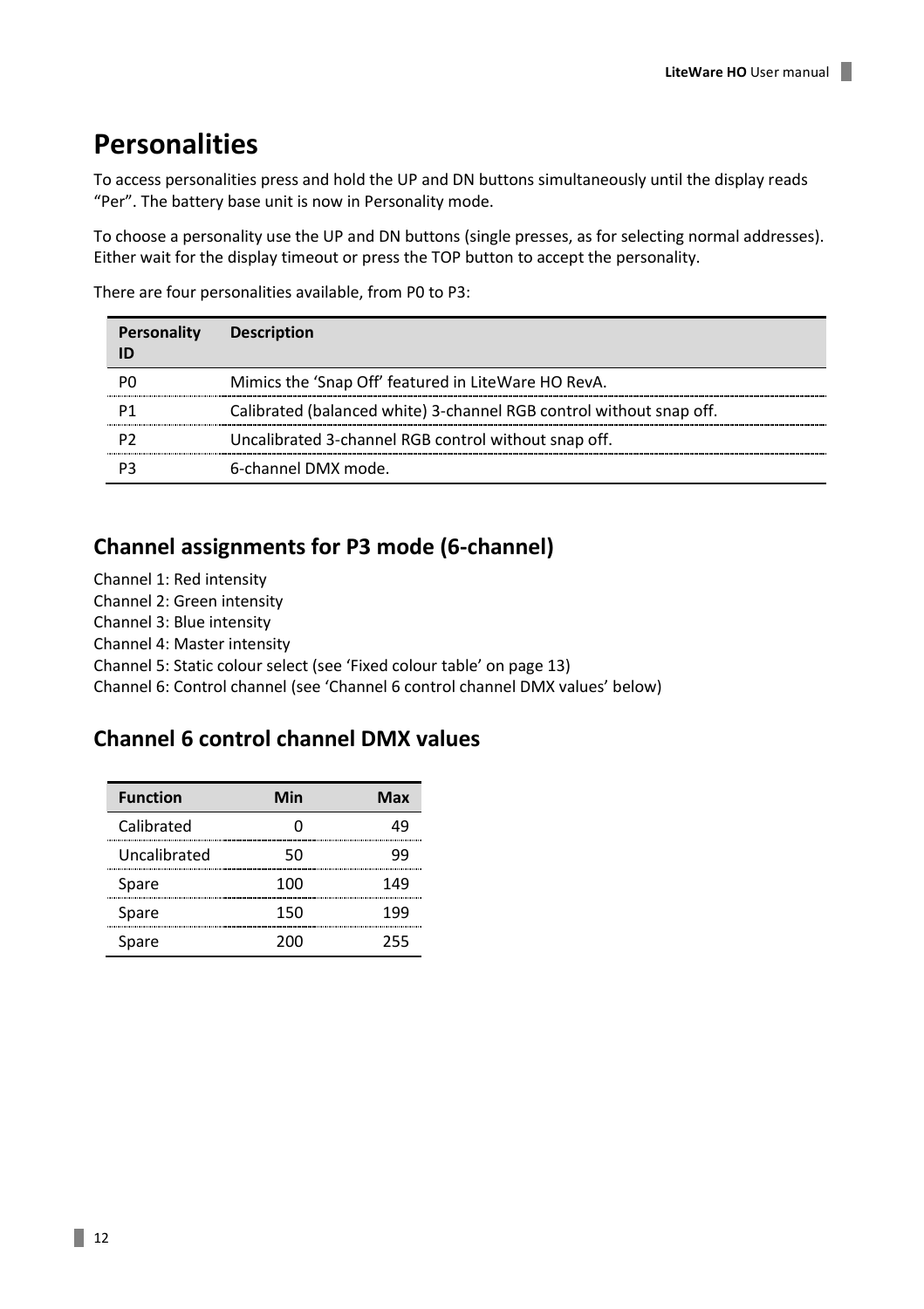# Personalities

To access personalities press and hold the UP and DN buttons simultaneously until the display reads “Per”. The battery base unit is now in Personality mode.

To choose a personality use the UP and DN buttons (single presses, as for selecting normal addresses). Either wait for the display timeout or press the TOP button to accept the personality.

There are four personalities available, from P0 to P3:

| Personality ID | Description |
|---|---|
| P0 | Mimics the ‘Snap Off’ featured in LiteWare HO RevA. |
| P1 | Calibrated (balanced white) 3-channel RGB control without snap off. |
| P2 | Uncalibrated 3-channel RGB control without snap off. |
| P3 | 6-channel DMX mode. |

## Channel assignments for P3 mode (6-channel)

Channel 1: Red intensity
Channel 2: Green intensity
Channel 3: Blue intensity
Channel 4: Master intensity
Channel 5: Static colour select (see ‘Fixed colour table’ on page 13)
Channel 6: Control channel (see ‘Channel 6 control channel DMX values’ below)

## Channel 6 control channel DMX values

| Function | Min | Max |
|---|---|---|
| Calibrated | 0 | 49 |
| Uncalibrated | 50 | 99 |
| Spare | 100 | 149 |
| Spare | 150 | 199 |
| Spare | 200 | 255 |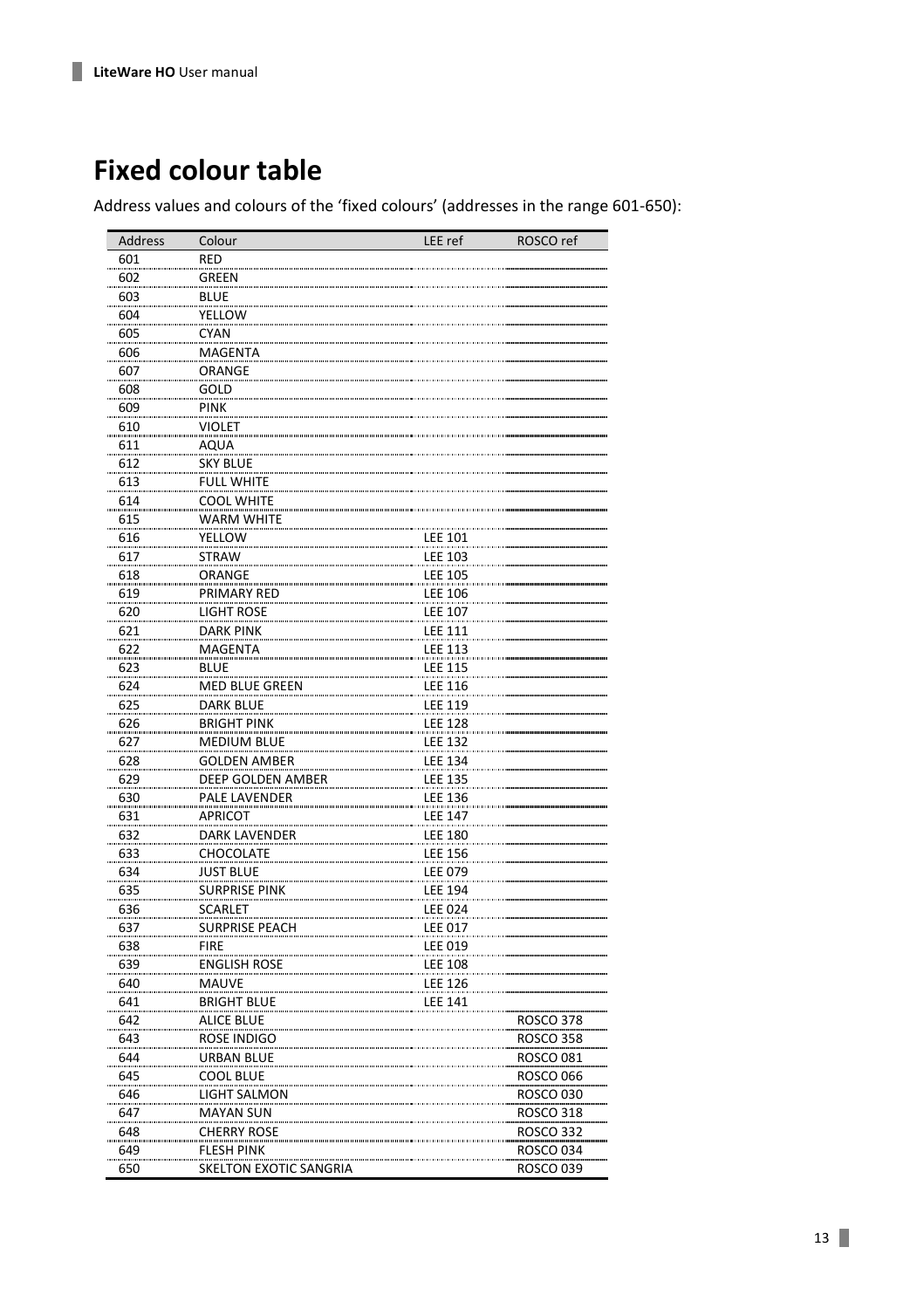# Fixed colour table

Address values and colours of the 'fixed colours' (addresses in the range 601-650):

| Address | Colour | LEE ref | ROSCO ref |
|---|---|---|---|
| 601 | RED | | |
| 602 | GREEN | | |
| 603 | BLUE | | |
| 604 | YELLOW | | |
| 605 | CYAN | | |
| 606 | MAGENTA | | |
| 607 | ORANGE | | |
| 608 | GOLD | | |
| 609 | PINK | | |
| 610 | VIOLET | | |
| 611 | AQUA | | |
| 612 | SKY BLUE | | |
| 613 | FULL WHITE | | |
| 614 | COOL WHITE | | |
| 615 | WARM WHITE | | |
| 616 | YELLOW | LEE 101 | |
| 617 | STRAW | LEE 103 | |
| 618 | ORANGE | LEE 105 | |
| 619 | PRIMARY RED | LEE 106 | |
| 620 | LIGHT ROSE | LEE 107 | |
| 621 | DARK PINK | LEE 111 | |
| 622 | MAGENTA | LEE 113 | |
| 623 | BLUE | LEE 115 | |
| 624 | MED BLUE GREEN | LEE 116 | |
| 625 | DARK BLUE | LEE 119 | |
| 626 | BRIGHT PINK | LEE 128 | |
| 627 | MEDIUM BLUE | LEE 132 | |
| 628 | GOLDEN AMBER | LEE 134 | |
| 629 | DEEP GOLDEN AMBER | LEE 135 | |
| 630 | PALE LAVENDER | LEE 136 | |
| 631 | APRICOT | LEE 147 | |
| 632 | DARK LAVENDER | LEE 180 | |
| 633 | CHOCOLATE | LEE 156 | |
| 634 | JUST BLUE | LEE 079 | |
| 635 | SURPRISE PINK | LEE 194 | |
| 636 | SCARLET | LEE 024 | |
| 637 | SURPRISE PEACH | LEE 017 | |
| 638 | FIRE | LEE 019 | |
| 639 | ENGLISH ROSE | LEE 108 | |
| 640 | MAUVE | LEE 126 | |
| 641 | BRIGHT BLUE | LEE 141 | |
| 642 | ALICE BLUE | | ROSCO 378 |
| 643 | ROSE INDIGO | | ROSCO 358 |
| 644 | URBAN BLUE | | ROSCO 081 |
| 645 | COOL BLUE | | ROSCO 066 |
| 646 | LIGHT SALMON | | ROSCO 030 |
| 647 | MAYAN SUN | | ROSCO 318 |
| 648 | CHERRY ROSE | | ROSCO 332 |
| 649 | FLESH PINK | | ROSCO 034 |
| 650 | SKELTON EXOTIC SANGRIA | | ROSCO 039 |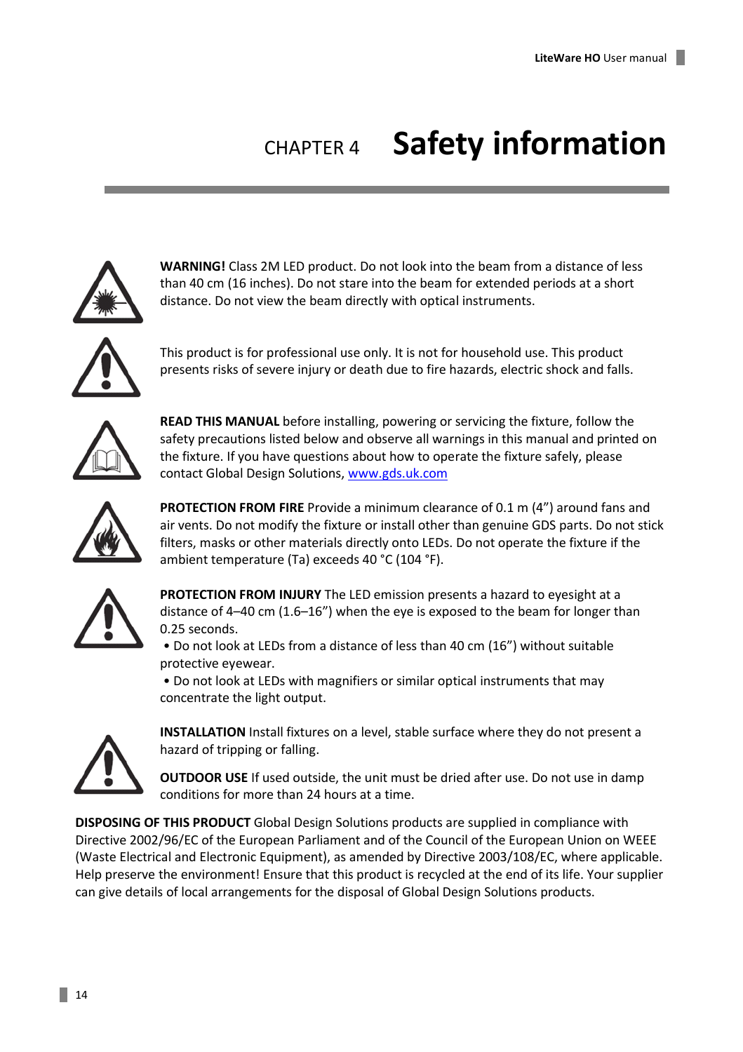# CHAPTER 4 Safety information

**WARNING!** Class 2M LED product. Do not look into the beam from a distance of less than 40 cm (16 inches). Do not stare into the beam for extended periods at a short distance. Do not view the beam directly with optical instruments.

This product is for professional use only. It is not for household use. This product presents risks of severe injury or death due to fire hazards, electric shock and falls.

**READ THIS MANUAL** before installing, powering or servicing the fixture, follow the safety precautions listed below and observe all warnings in this manual and printed on the fixture. If you have questions about how to operate the fixture safely, please contact Global Design Solutions, www.gds.uk.com

**PROTECTION FROM FIRE** Provide a minimum clearance of 0.1 m (4") around fans and air vents. Do not modify the fixture or install other than genuine GDS parts. Do not stick filters, masks or other materials directly onto LEDs. Do not operate the fixture if the ambient temperature (Ta) exceeds 40 °C (104 °F).

**PROTECTION FROM INJURY** The LED emission presents a hazard to eyesight at a distance of 4–40 cm (1.6–16") when the eye is exposed to the beam for longer than 0.25 seconds.

- Do not look at LEDs from a distance of less than 40 cm (16") without suitable protective eyewear.
- Do not look at LEDs with magnifiers or similar optical instruments that may concentrate the light output.

**INSTALLATION** Install fixtures on a level, stable surface where they do not present a hazard of tripping or falling.

**OUTDOOR USE** If used outside, the unit must be dried after use. Do not use in damp conditions for more than 24 hours at a time.

**DISPOSING OF THIS PRODUCT** Global Design Solutions products are supplied in compliance with Directive 2002/96/EC of the European Parliament and of the Council of the European Union on WEEE (Waste Electrical and Electronic Equipment), as amended by Directive 2003/108/EC, where applicable. Help preserve the environment! Ensure that this product is recycled at the end of its life. Your supplier can give details of local arrangements for the disposal of Global Design Solutions products.